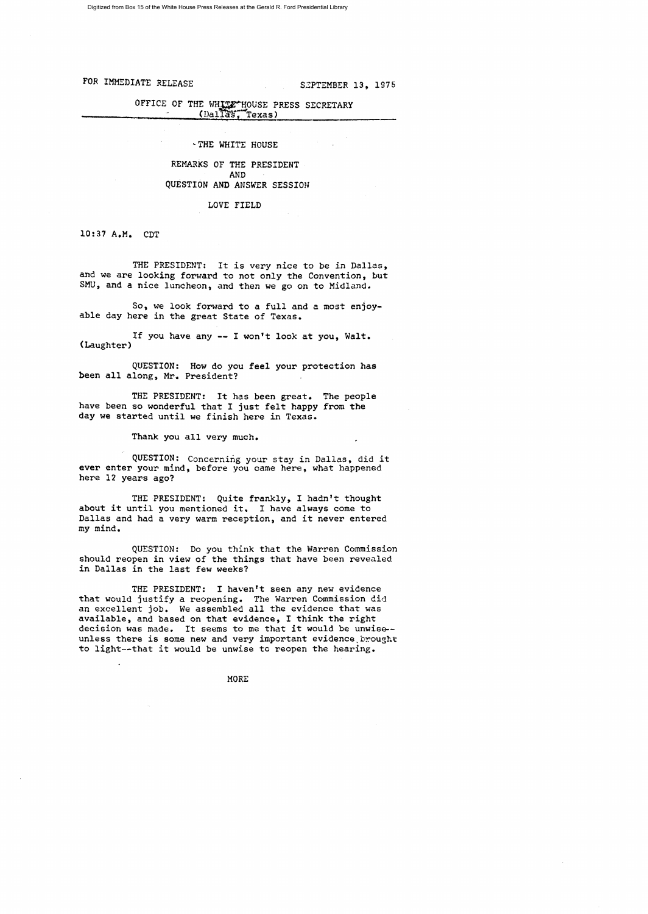Digitized from Box 15 of the White House Press Releases at the Gerald R. Ford Presidential Library

FOR IMMEDIATE RELEASE SEPTEMBER 13, 1975

OFFICE OF THE WHITE HOUSE PRESS SECRETARY
(Dallas, Texas)

THE WHITE HOUSE

REMARKS OF THE PRESIDENT
AND
QUESTION AND ANSWER SESSION

LOVE FIELD

10:37 A.M. CDT

THE PRESIDENT: It is very nice to be in Dallas, and we are looking forward to not only the Convention, but SMU, and a nice luncheon, and then we go on to Midland.

So, we look forward to a full and a most enjoyable day here in the great State of Texas.

If you have any -- I won't look at you, Walt. (Laughter)

QUESTION: How do you feel your protection has been all along, Mr. President?

THE PRESIDENT: It has been great. The people have been so wonderful that I just felt happy from the day we started until we finish here in Texas.

Thank you all very much.

QUESTION: Concerning your stay in Dallas, did it ever enter your mind, before you came here, what happened here 12 years ago?

THE PRESIDENT: Quite frankly, I hadn't thought about it until you mentioned it. I have always come to Dallas and had a very warm reception, and it never entered my mind.

QUESTION: Do you think that the Warren Commission should reopen in view of the things that have been revealed in Dallas in the last few weeks?

THE PRESIDENT: I haven't seen any new evidence that would justify a reopening. The Warren Commission did an excellent job. We assembled all the evidence that was available, and based on that evidence, I think the right decision was made. It seems to me that it would be unwise--unless there is some new and very important evidence brought to light--that it would be unwise to reopen the hearing.

MORE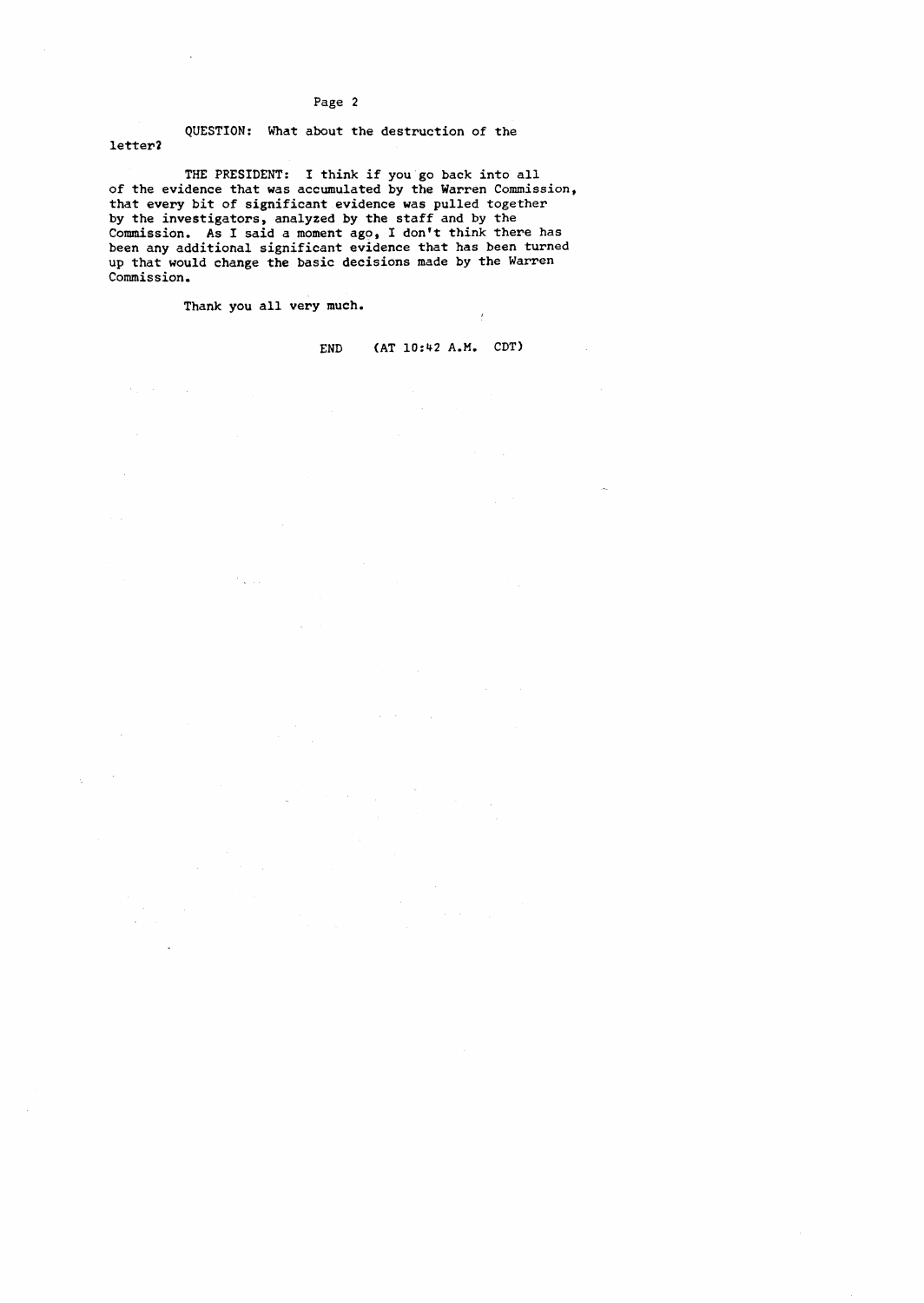QUESTION: What about the destruction of the letter?

THE PRESIDENT: I think if you go back into all of the evidence that was accumulated by the Warren Commission, that every bit of significant evidence was pulled together by the investigators, analyzed by the staff and by the Commission. As I said a moment ago, I don't think there has been any additional significant evidence that has been turned up that would change the basic decisions made by the Warren Commission.

Thank you all very much.

END (AT 10:42 A.M. CDT)